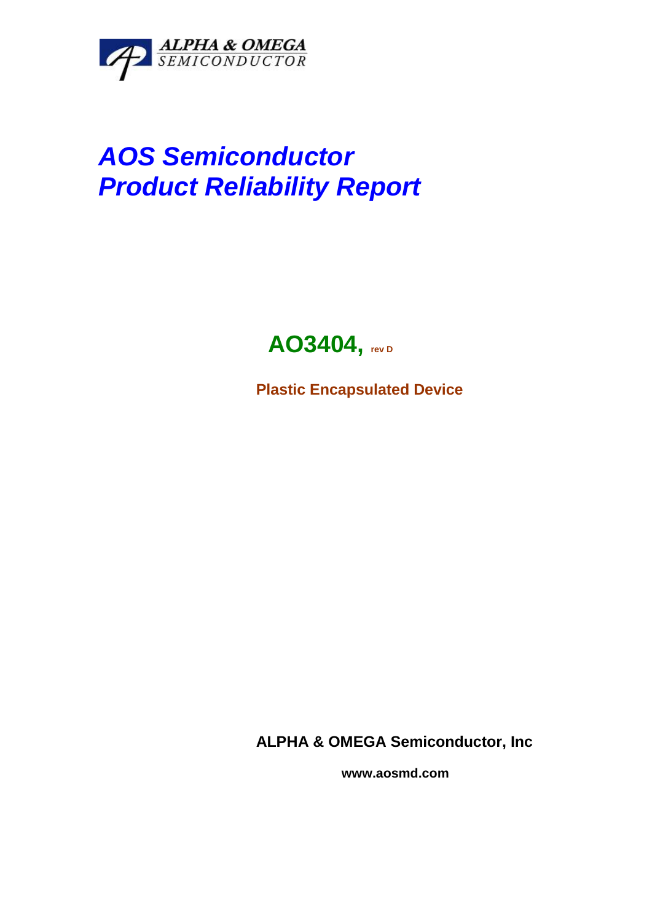ALPHA & OMEGA
SEMICONDUCTOR

# *AOS Semiconductor*
# *Product Reliability Report*

## AO3404, rev D

**Plastic Encapsulated Device**

**ALPHA & OMEGA Semiconductor, Inc**

**www.aosmd.com**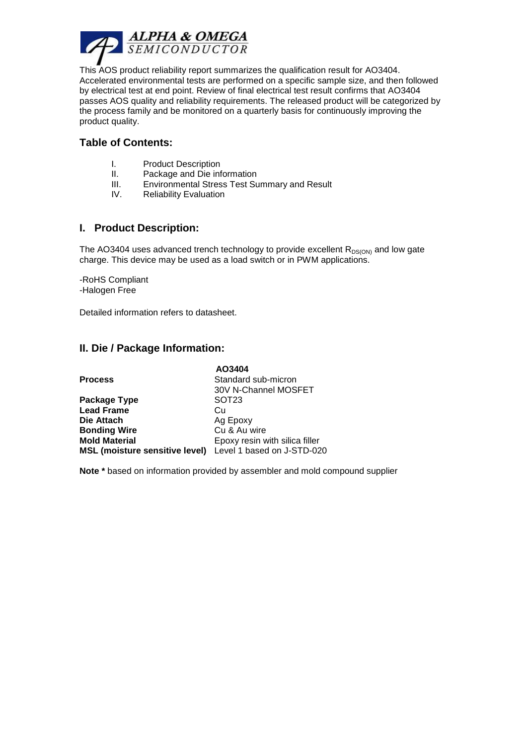This AOS product reliability report summarizes the qualification result for AO3404. Accelerated environmental tests are performed on a specific sample size, and then followed by electrical test at end point. Review of final electrical test result confirms that AO3404 passes AOS quality and reliability requirements. The released product will be categorized by the process family and be monitored on a quarterly basis for continuously improving the product quality.

## Table of Contents:

I. Product Description
II. Package and Die information
III. Environmental Stress Test Summary and Result
IV. Reliability Evaluation

## I. Product Description:

The AO3404 uses advanced trench technology to provide excellent $R_{DS(ON)}$ and low gate charge. This device may be used as a load switch or in PWM applications.

-RoHS Compliant
-Halogen Free

Detailed information refers to datasheet.

## II. Die / Package Information:

| | AO3404 |
|---|---|
| **Process** | Standard sub-micron 30V N-Channel MOSFET |
| **Package Type** | SOT23 |
| **Lead Frame** | Cu |
| **Die Attach** | Ag Epoxy |
| **Bonding Wire** | Cu & Au wire |
| **Mold Material** | Epoxy resin with silica filler |
| **MSL (moisture sensitive level)** | Level 1 based on J-STD-020 |

**Note *** based on information provided by assembler and mold compound supplier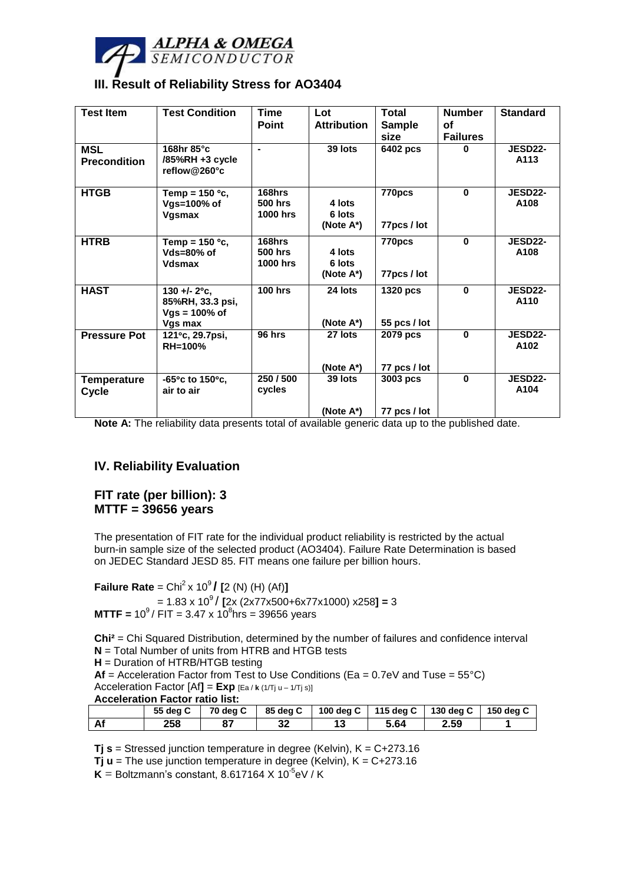# III. Result of Reliability Stress for AO3404

| Test Item | Test Condition | Time Point | Lot Attribution | Total Sample size | Number of Failures | Standard |
|---|---|---|---|---|---|---|
| **MSL Precondition** | 168hr 85°c /85%RH +3 cycle reflow@260°c | - | 39 lots | 6402 pcs | 0 | JESD22-A113 |
| **HTGB** | Temp = 150 °c, Vgs=100% of Vgsmax | 168hrs 500 hrs 1000 hrs | 4 lots 6 lots (Note A*) | 770pcs 77pcs / lot | 0 | JESD22-A108 |
| **HTRB** | Temp = 150 °c, Vds=80% of Vdsmax | 168hrs 500 hrs 1000 hrs | 4 lots 6 lots (Note A*) | 770pcs 77pcs / lot | 0 | JESD22-A108 |
| **HAST** | 130 +/- 2°c, 85%RH, 33.3 psi, Vgs = 100% of Vgs max | 100 hrs | 24 lots (Note A*) | 1320 pcs 55 pcs / lot | 0 | JESD22-A110 |
| **Pressure Pot** | 121°c, 29.7psi, RH=100% | 96 hrs | 27 lots (Note A*) | 2079 pcs 77 pcs / lot | 0 | JESD22-A102 |
| **Temperature Cycle** | -65°c to 150°c, air to air | 250 / 500 cycles | 39 lots (Note A*) | 3003 pcs 77 pcs / lot | 0 | JESD22-A104 |

**Note A:** The reliability data presents total of available generic data up to the published date.

# IV. Reliability Evaluation

## FIT rate (per billion): 3
## MTTF = 39656 years

The presentation of FIT rate for the individual product reliability is restricted by the actual burn-in sample size of the selected product (AO3404). Failure Rate Determination is based on JEDEC Standard JESD 85. FIT means one failure per billion hours.

**Failure Rate** = $Chi^2 \times 10^9$ **/ [**2 (N) (H) (Af)**]**

= $1.83 \times 10^9$ **/ [**2x (2x77x500+6x77x1000) x258**] =** 3

**MTTF =** $10^9$ / FIT = $3.47 \times 10^8$hrs = 39656 years

**Chi²** = Chi Squared Distribution, determined by the number of failures and confidence interval

**N** = Total Number of units from HTRB and HTGB tests

**H** = Duration of HTRB/HTGB testing

**Af** = Acceleration Factor from Test to Use Conditions (Ea = 0.7eV and Tuse = 55°C)

Acceleration Factor [Af**]** = **Exp** [Ea / **k** (1/Tj u – 1/Tj s)]

**Acceleration Factor ratio list:**

| | 55 deg C | 70 deg C | 85 deg C | 100 deg C | 115 deg C | 130 deg C | 150 deg C |
|---|---|---|---|---|---|---|---|
| **Af** | 258 | 87 | 32 | 13 | 5.64 | 2.59 | 1 |

**Tj s** = Stressed junction temperature in degree (Kelvin), K = C+273.16

**Tj u** = The use junction temperature in degree (Kelvin), K = C+273.16

**K** = Boltzmann's constant, $8.617164 \times 10^{-5}$eV / K